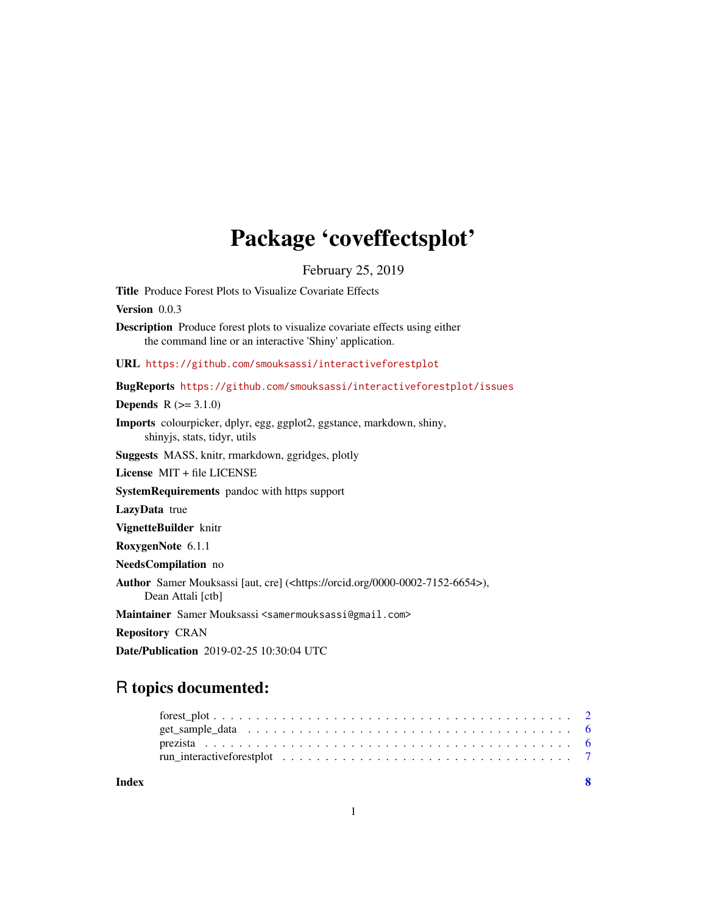# Package 'coveffectsplot'

February 25, 2019

**Title** Produce Forest Plots to Visualize Covariate Effects

**Version** 0.0.3

**Description** Produce forest plots to visualize covariate effects using either the command line or an interactive 'Shiny' application.

**URL** https://github.com/smouksassi/interactiveforestplot

**BugReports** https://github.com/smouksassi/interactiveforestplot/issues

**Depends** R (>= 3.1.0)

**Imports** colourpicker, dplyr, egg, ggplot2, ggstance, markdown, shiny, shinyjs, stats, tidyr, utils

**Suggests** MASS, knitr, rmarkdown, ggridges, plotly

**License** MIT + file LICENSE

**SystemRequirements** pandoc with https support

**LazyData** true

**VignetteBuilder** knitr

**RoxygenNote** 6.1.1

**NeedsCompilation** no

**Author** Samer Mouksassi [aut, cre] (<https://orcid.org/0000-0002-7152-6654>), Dean Attali [ctb]

**Maintainer** Samer Mouksassi <samermouksassi@gmail.com>

**Repository** CRAN

**Date/Publication** 2019-02-25 10:30:04 UTC

## R topics documented:

forest_plot . . . . . . . . . . . . . . . . . . . . . . . . . . . . . . . . . . . . . . . . . 2
get_sample_data . . . . . . . . . . . . . . . . . . . . . . . . . . . . . . . . . . . . . 6
prezista . . . . . . . . . . . . . . . . . . . . . . . . . . . . . . . . . . . . . . . . . . . 6
run_interactiveforestplot . . . . . . . . . . . . . . . . . . . . . . . . . . . . . . . . 7

**Index** **8**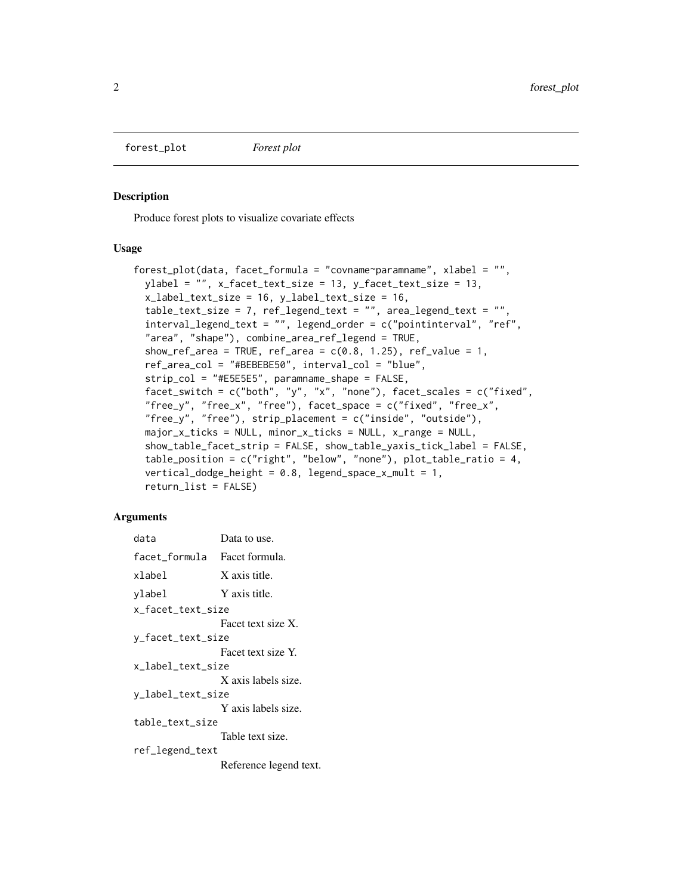`forest_plot` *Forest plot*

### Description

Produce forest plots to visualize covariate effects

### Usage

```
forest_plot(data, facet_formula = "covname~paramname", xlabel = "",
  ylabel = "", x_facet_text_size = 13, y_facet_text_size = 13,
  x_label_text_size = 16, y_label_text_size = 16,
  table_text_size = 7, ref_legend_text = "", area_legend_text = "",
  interval_legend_text = "", legend_order = c("pointinterval", "ref",
  "area", "shape"), combine_area_ref_legend = TRUE,
  show_ref_area = TRUE, ref_area = c(0.8, 1.25), ref_value = 1,
  ref_area_col = "#BEBEBE50", interval_col = "blue",
  strip_col = "#E5E5E5", paramname_shape = FALSE,
  facet_switch = c("both", "y", "x", "none"), facet_scales = c("fixed",
  "free_y", "free_x", "free"), facet_space = c("fixed", "free_x",
  "free_y", "free"), strip_placement = c("inside", "outside"),
  major_x_ticks = NULL, minor_x_ticks = NULL, x_range = NULL,
  show_table_facet_strip = FALSE, show_table_yaxis_tick_label = FALSE,
  table_position = c("right", "below", "none"), plot_table_ratio = 4,
  vertical_dodge_height = 0.8, legend_space_x_mult = 1,
  return_list = FALSE)
```

### Arguments

| Argument | Description |
|---|---|
| `data` | Data to use. |
| `facet_formula` | Facet formula. |
| `xlabel` | X axis title. |
| `ylabel` | Y axis title. |
| `x_facet_text_size` | Facet text size X. |
| `y_facet_text_size` | Facet text size Y. |
| `x_label_text_size` | X axis labels size. |
| `y_label_text_size` | Y axis labels size. |
| `table_text_size` | Table text size. |
| `ref_legend_text` | Reference legend text. |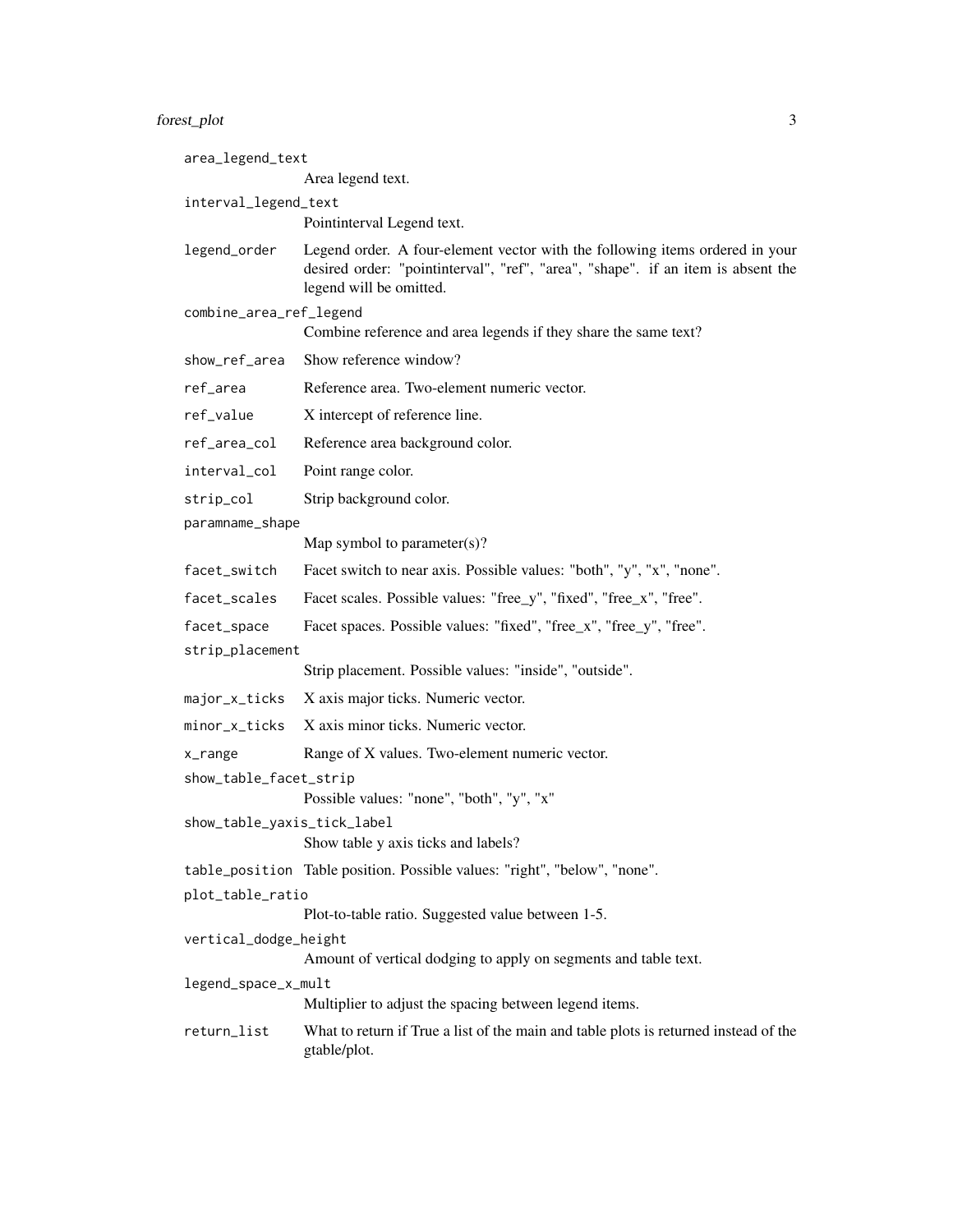area_legend_text
: Area legend text.

interval_legend_text
: Pointinterval Legend text.

legend_order
: Legend order. A four-element vector with the following items ordered in your desired order: "pointinterval", "ref", "area", "shape". if an item is absent the legend will be omitted.

combine_area_ref_legend
: Combine reference and area legends if they share the same text?

show_ref_area
: Show reference window?

ref_area
: Reference area. Two-element numeric vector.

ref_value
: X intercept of reference line.

ref_area_col
: Reference area background color.

interval_col
: Point range color.

strip_col
: Strip background color.

paramname_shape
: Map symbol to parameter(s)?

facet_switch
: Facet switch to near axis. Possible values: "both", "y", "x", "none".

facet_scales
: Facet scales. Possible values: "free_y", "fixed", "free_x", "free".

facet_space
: Facet spaces. Possible values: "fixed", "free_x", "free_y", "free".

strip_placement
: Strip placement. Possible values: "inside", "outside".

major_x_ticks
: X axis major ticks. Numeric vector.

minor_x_ticks
: X axis minor ticks. Numeric vector.

x_range
: Range of X values. Two-element numeric vector.

show_table_facet_strip
: Possible values: "none", "both", "y", "x"

show_table_yaxis_tick_label
: Show table y axis ticks and labels?

table_position
: Table position. Possible values: "right", "below", "none".

plot_table_ratio
: Plot-to-table ratio. Suggested value between 1-5.

vertical_dodge_height
: Amount of vertical dodging to apply on segments and table text.

legend_space_x_mult
: Multiplier to adjust the spacing between legend items.

return_list
: What to return if True a list of the main and table plots is returned instead of the gtable/plot.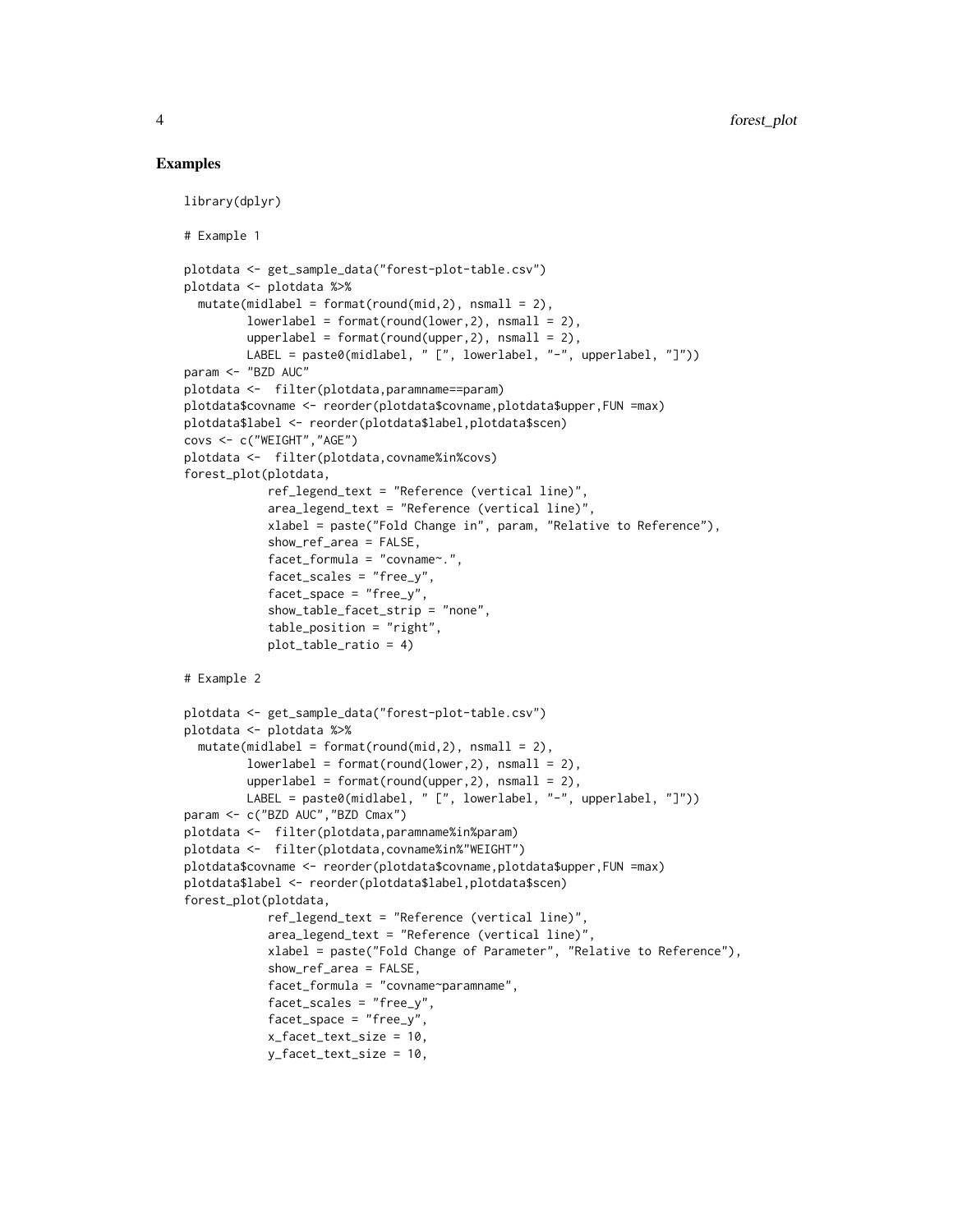## Examples

```
library(dplyr)

# Example 1

plotdata <- get_sample_data("forest-plot-table.csv")
plotdata <- plotdata %>%
  mutate(midlabel = format(round(mid,2), nsmall = 2),
         lowerlabel = format(round(lower,2), nsmall = 2),
         upperlabel = format(round(upper,2), nsmall = 2),
         LABEL = paste0(midlabel, " [", lowerlabel, "-", upperlabel, "]"))
param <- "BZD AUC"
plotdata <-  filter(plotdata,paramname==param)
plotdata$covname <- reorder(plotdata$covname,plotdata$upper,FUN =max)
plotdata$label <- reorder(plotdata$label,plotdata$scen)
covs <- c("WEIGHT","AGE")
plotdata <-  filter(plotdata,covname%in%covs)
forest_plot(plotdata,
            ref_legend_text = "Reference (vertical line)",
            area_legend_text = "Reference (vertical line)",
            xlabel = paste("Fold Change in", param, "Relative to Reference"),
            show_ref_area = FALSE,
            facet_formula = "covname~.",
            facet_scales = "free_y",
            facet_space = "free_y",
            show_table_facet_strip = "none",
            table_position = "right",
            plot_table_ratio = 4)

# Example 2

plotdata <- get_sample_data("forest-plot-table.csv")
plotdata <- plotdata %>%
  mutate(midlabel = format(round(mid,2), nsmall = 2),
         lowerlabel = format(round(lower,2), nsmall = 2),
         upperlabel = format(round(upper,2), nsmall = 2),
         LABEL = paste0(midlabel, " [", lowerlabel, "-", upperlabel, "]"))
param <- c("BZD AUC","BZD Cmax")
plotdata <-  filter(plotdata,paramname%in%param)
plotdata <-  filter(plotdata,covname%in%"WEIGHT")
plotdata$covname <- reorder(plotdata$covname,plotdata$upper,FUN =max)
plotdata$label <- reorder(plotdata$label,plotdata$scen)
forest_plot(plotdata,
            ref_legend_text = "Reference (vertical line)",
            area_legend_text = "Reference (vertical line)",
            xlabel = paste("Fold Change of Parameter", "Relative to Reference"),
            show_ref_area = FALSE,
            facet_formula = "covname~paramname",
            facet_scales = "free_y",
            facet_space = "free_y",
            x_facet_text_size = 10,
            y_facet_text_size = 10,
```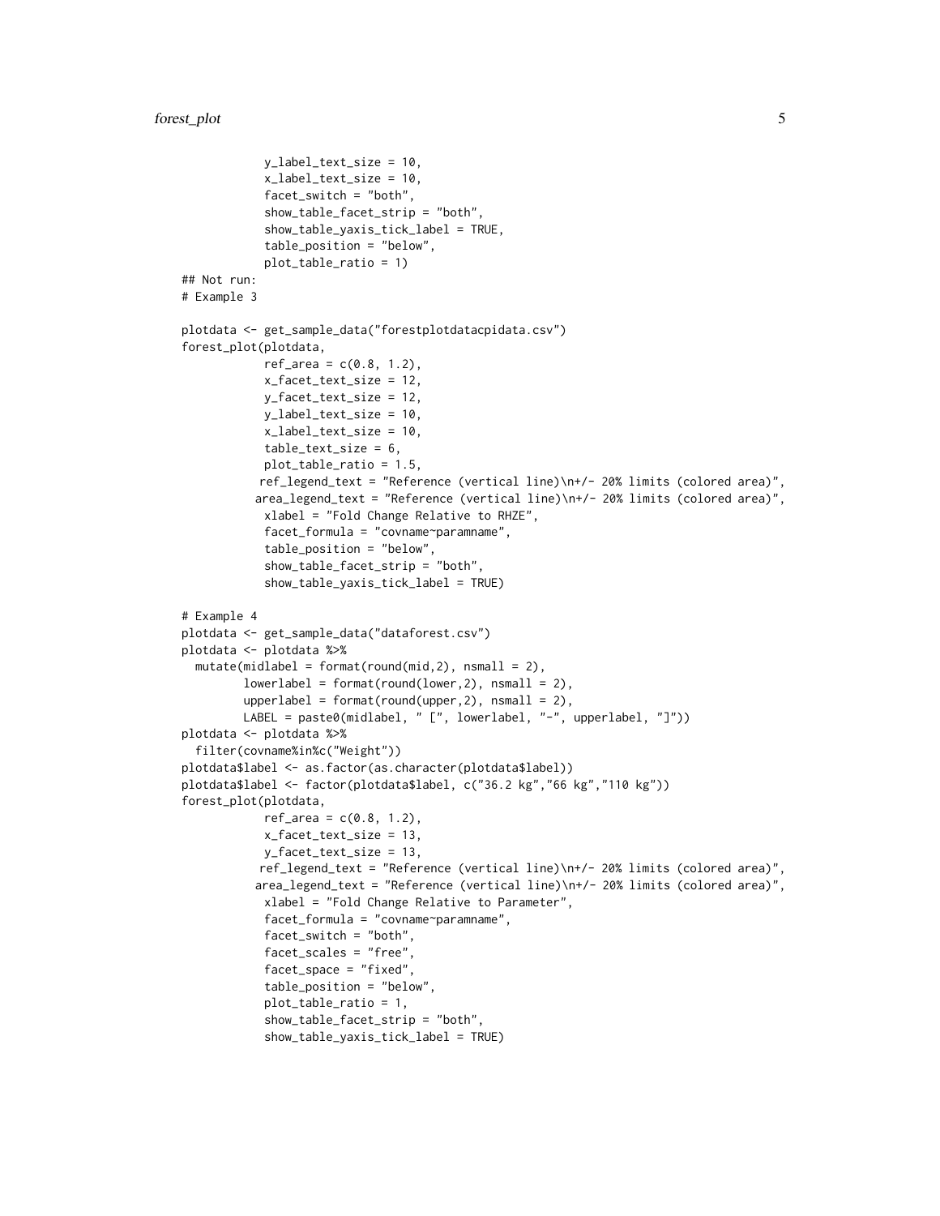```
            y_label_text_size = 10,
            x_label_text_size = 10,
            facet_switch = "both",
            show_table_facet_strip = "both",
            show_table_yaxis_tick_label = TRUE,
            table_position = "below",
            plot_table_ratio = 1)
## Not run:
# Example 3

plotdata <- get_sample_data("forestplotdatacpidata.csv")
forest_plot(plotdata,
            ref_area = c(0.8, 1.2),
            x_facet_text_size = 12,
            y_facet_text_size = 12,
            y_label_text_size = 10,
            x_label_text_size = 10,
            table_text_size = 6,
            plot_table_ratio = 1.5,
           ref_legend_text = "Reference (vertical line)\n+/- 20% limits (colored area)",
          area_legend_text = "Reference (vertical line)\n+/- 20% limits (colored area)",
            xlabel = "Fold Change Relative to RHZE",
            facet_formula = "covname~paramname",
            table_position = "below",
            show_table_facet_strip = "both",
            show_table_yaxis_tick_label = TRUE)

# Example 4
plotdata <- get_sample_data("dataforest.csv")
plotdata <- plotdata %>%
  mutate(midlabel = format(round(mid,2), nsmall = 2),
         lowerlabel = format(round(lower,2), nsmall = 2),
         upperlabel = format(round(upper,2), nsmall = 2),
         LABEL = paste0(midlabel, " [", lowerlabel, "-", upperlabel, "]"))
plotdata <- plotdata %>%
  filter(covname%in%c("Weight"))
plotdata$label <- as.factor(as.character(plotdata$label))
plotdata$label <- factor(plotdata$label, c("36.2 kg","66 kg","110 kg"))
forest_plot(plotdata,
            ref_area = c(0.8, 1.2),
            x_facet_text_size = 13,
            y_facet_text_size = 13,
           ref_legend_text = "Reference (vertical line)\n+/- 20% limits (colored area)",
          area_legend_text = "Reference (vertical line)\n+/- 20% limits (colored area)",
            xlabel = "Fold Change Relative to Parameter",
            facet_formula = "covname~paramname",
            facet_switch = "both",
            facet_scales = "free",
            facet_space = "fixed",
            table_position = "below",
            plot_table_ratio = 1,
            show_table_facet_strip = "both",
            show_table_yaxis_tick_label = TRUE)
```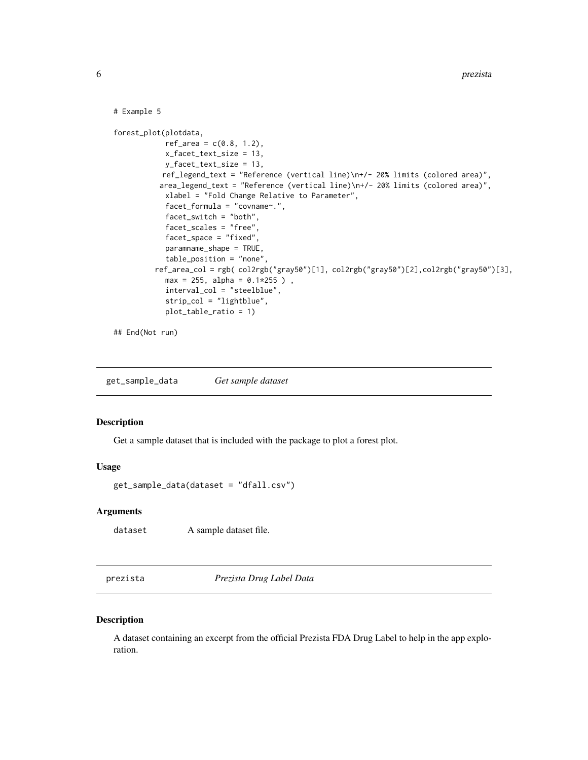```
# Example 5

forest_plot(plotdata,
            ref_area = c(0.8, 1.2),
            x_facet_text_size = 13,
            y_facet_text_size = 13,
           ref_legend_text = "Reference (vertical line)\n+/- 20% limits (colored area)",
          area_legend_text = "Reference (vertical line)\n+/- 20% limits (colored area)",
            xlabel = "Fold Change Relative to Parameter",
            facet_formula = "covname~.",
            facet_switch = "both",
            facet_scales = "free",
            facet_space = "fixed",
            paramname_shape = TRUE,
            table_position = "none",
         ref_area_col = rgb( col2rgb("gray50")[1], col2rgb("gray50")[2],col2rgb("gray50")[3],
            max = 255, alpha = 0.1*255 ) ,
            interval_col = "steelblue",
            strip_col = "lightblue",
            plot_table_ratio = 1)

## End(Not run)
```

---

`get_sample_data` *Get sample dataset*

---

### Description

Get a sample dataset that is included with the package to plot a forest plot.

### Usage

```
get_sample_data(dataset = "dfall.csv")
```

### Arguments

| | |
|---|---|
| dataset | A sample dataset file. |

---

`prezista` *Prezista Drug Label Data*

---

### Description

A dataset containing an excerpt from the official Prezista FDA Drug Label to help in the app exploration.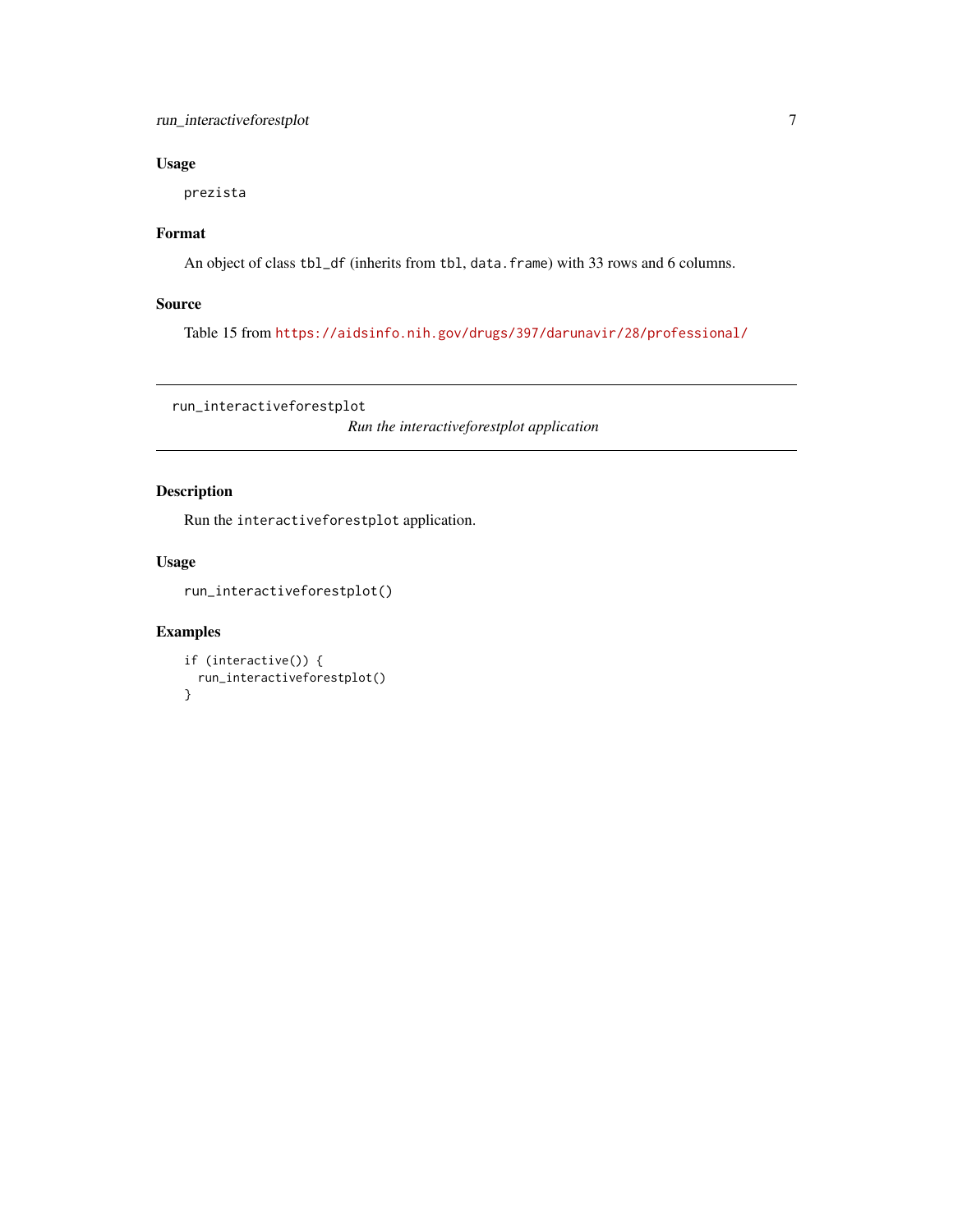### Usage

```
prezista
```

### Format

An object of class `tbl_df` (inherits from `tbl`, `data.frame`) with 33 rows and 6 columns.

### Source

Table 15 from https://aidsinfo.nih.gov/drugs/397/darunavir/28/professional/

---

`run_interactiveforestplot` *Run the interactiveforestplot application*

---

### Description

Run the `interactiveforestplot` application.

### Usage

```
run_interactiveforestplot()
```

### Examples

```
if (interactive()) {
  run_interactiveforestplot()
}
```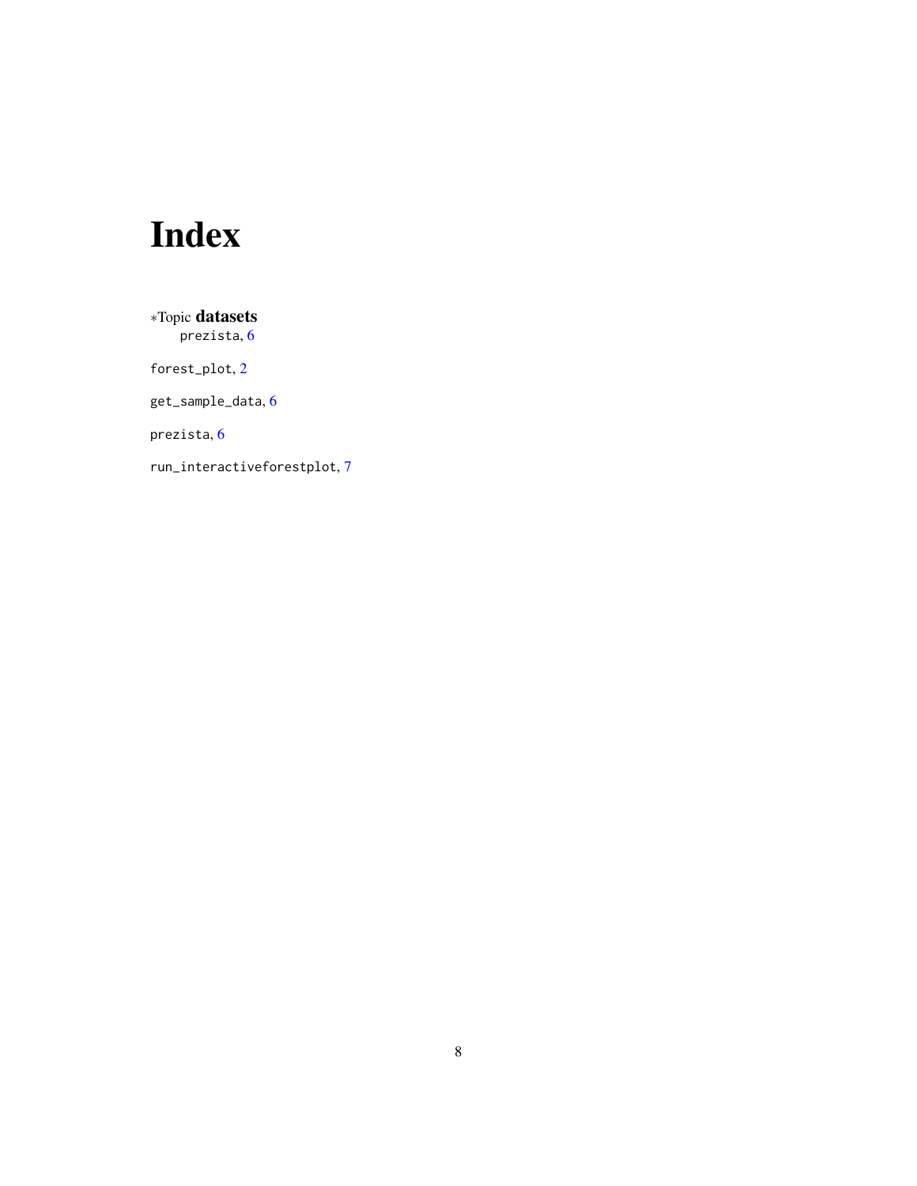# Index

*Topic **datasets**
    prezista, 6

forest_plot, 2

get_sample_data, 6

prezista, 6

run_interactiveforestplot, 7